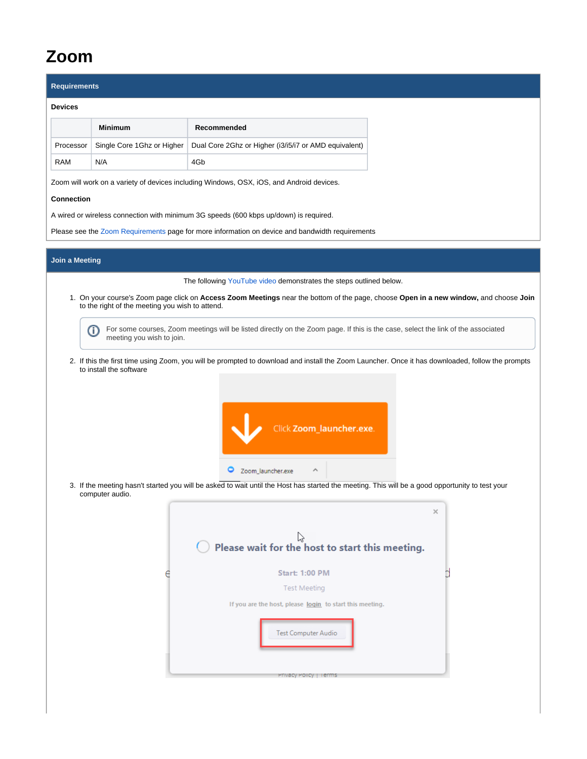# Zoom

## Requirements

**Devices**

| | Minimum | Recommended |
|---|---|---|
| Processor | Single Core 1Ghz or Higher | Dual Core 2Ghz or Higher (i3/i5/i7 or AMD equivalent) |
| RAM | N/A | 4Gb |

Zoom will work on a variety of devices including Windows, OSX, iOS, and Android devices.

**Connection**

A wired or wireless connection with minimum 3G speeds (600 kbps up/down) is required.

Please see the Zoom Requirements page for more information on device and bandwidth requirements

## Join a Meeting

The following YouTube video demonstrates the steps outlined below.

1. On your course's Zoom page click on **Access Zoom Meetings** near the bottom of the page, choose **Open in a new window,** and choose **Join** to the right of the meeting you wish to attend.

   > For some courses, Zoom meetings will be listed directly on the Zoom page. If this is the case, select the link of the associated meeting you wish to join.

2. If this the first time using Zoom, you will be prompted to download and install the Zoom Launcher. Once it has downloaded, follow the prompts to install the software

3. If the meeting hasn't started you will be asked to wait until the Host has started the meeting. This will be a good opportunity to test your computer audio.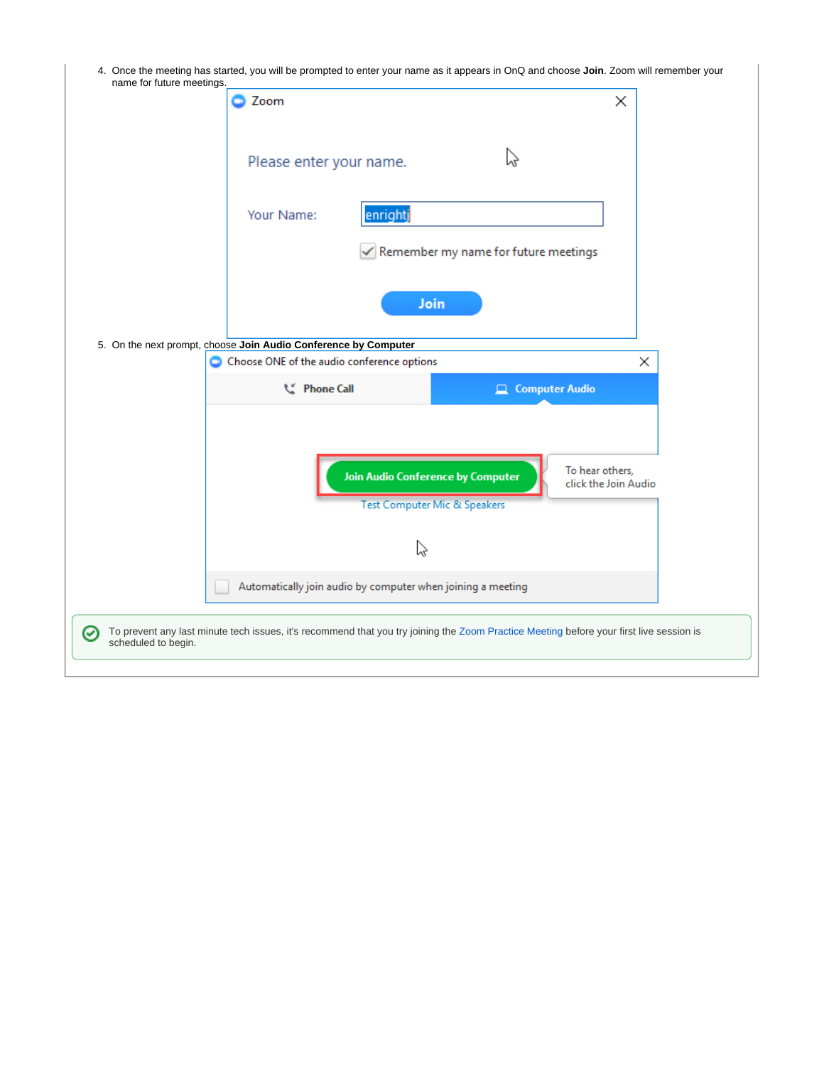4. Once the meeting has started, you will be prompted to enter your name as it appears in OnQ and choose **Join**. Zoom will remember your name for future meetings.

5. On the next prompt, choose **Join Audio Conference by Computer**

To prevent any last minute tech issues, it's recommend that you try joining the Zoom Practice Meeting before your first live session is scheduled to begin.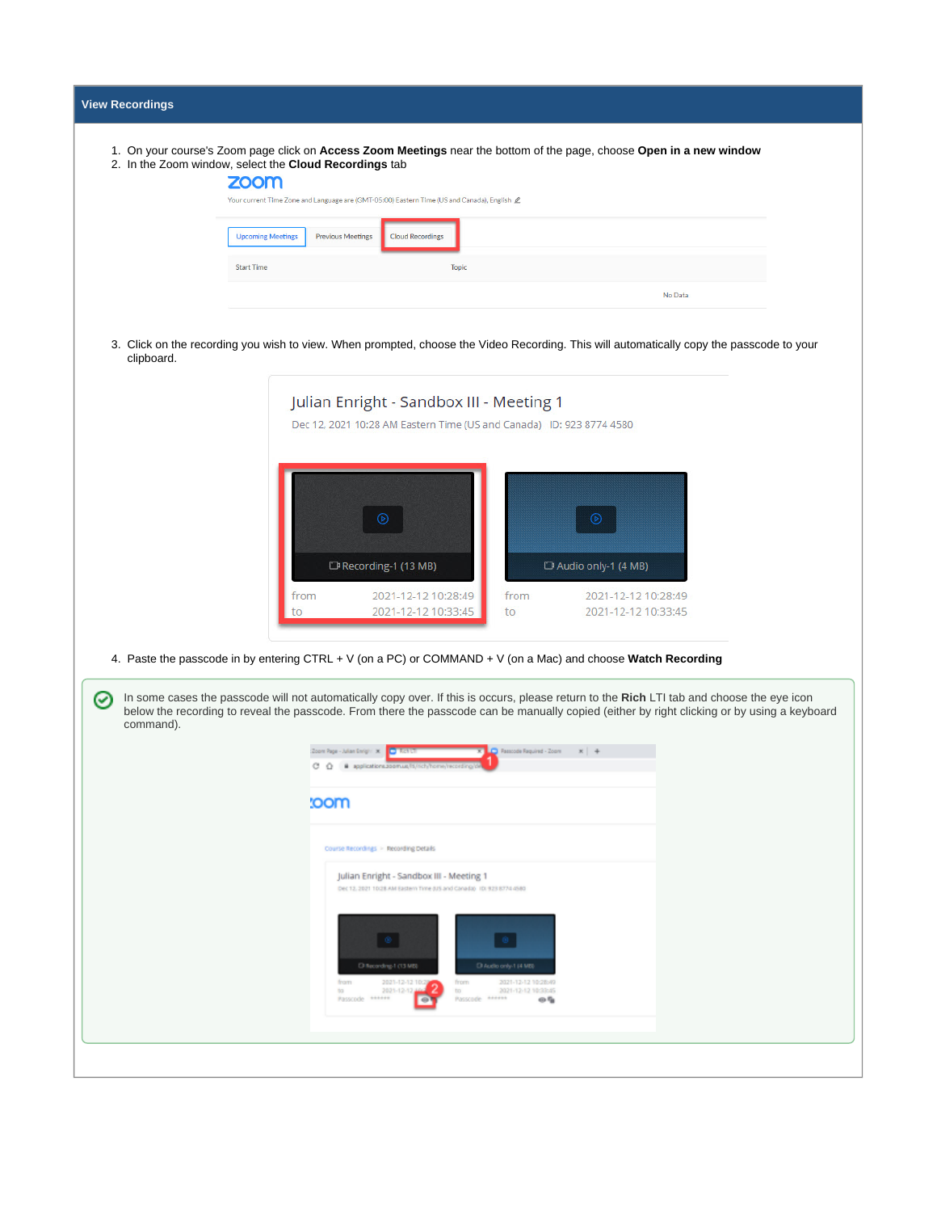## View Recordings

1. On your course's Zoom page click on **Access Zoom Meetings** near the bottom of the page, choose **Open in a new window**
2. In the Zoom window, select the **Cloud Recordings** tab

3. Click on the recording you wish to view. When prompted, choose the Video Recording. This will automatically copy the passcode to your clipboard.

4. Paste the passcode in by entering CTRL + V (on a PC) or COMMAND + V (on a Mac) and choose **Watch Recording**

In some cases the passcode will not automatically copy over. If this is occurs, please return to the **Rich** LTI tab and choose the eye icon below the recording to reveal the passcode. From there the passcode can be manually copied (either by right clicking or by using a keyboard command).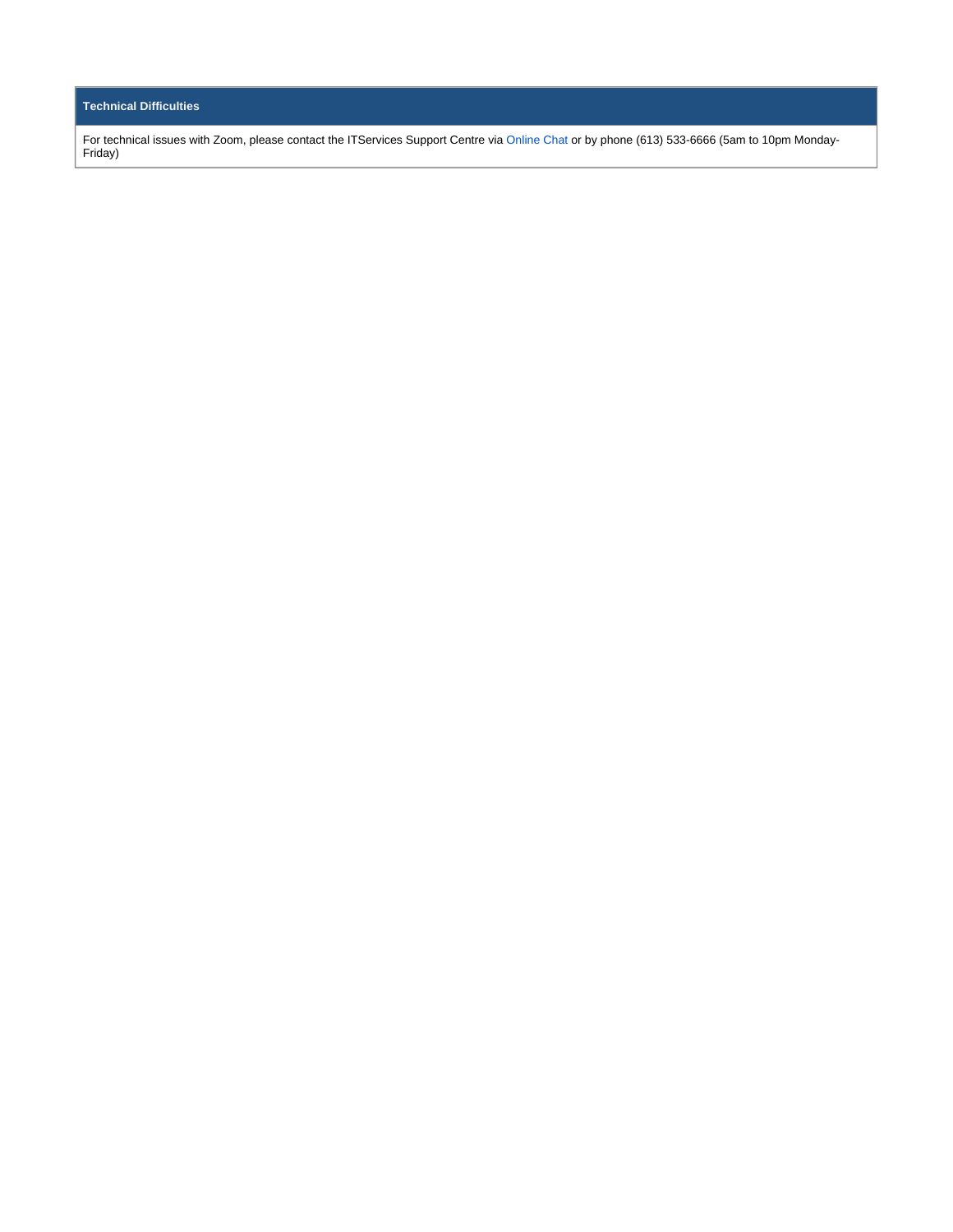**Technical Difficulties**

For technical issues with Zoom, please contact the ITServices Support Centre via Online Chat or by phone (613) 533-6666 (5am to 10pm Monday-Friday)